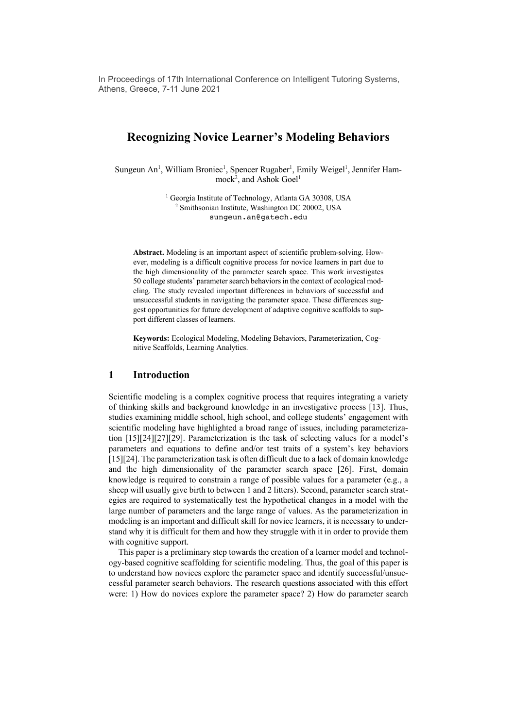In Proceedings of 17th International Conference on Intelligent Tutoring Systems, Athens, Greece, 7-11 June 2021

# Recognizing Novice Learner's Modeling Behaviors

Sungeun An[1], William Broniec[1], Spencer Rugaber[1], Emily Weigel[1], Jennifer Hammock[2], and Ashok Goel[1]

[1] Georgia Institute of Technology, Atlanta GA 30308, USA
[2] Smithsonian Institute, Washington DC 20002, USA
sungeun.an@gatech.edu

**Abstract.** Modeling is an important aspect of scientific problem-solving. However, modeling is a difficult cognitive process for novice learners in part due to the high dimensionality of the parameter search space. This work investigates 50 college students' parameter search behaviors in the context of ecological modeling. The study revealed important differences in behaviors of successful and unsuccessful students in navigating the parameter space. These differences suggest opportunities for future development of adaptive cognitive scaffolds to support different classes of learners.

**Keywords:** Ecological Modeling, Modeling Behaviors, Parameterization, Cognitive Scaffolds, Learning Analytics.

## 1 Introduction

Scientific modeling is a complex cognitive process that requires integrating a variety of thinking skills and background knowledge in an investigative process [13]. Thus, studies examining middle school, high school, and college students' engagement with scientific modeling have highlighted a broad range of issues, including parameterization [15][24][27][29]. Parameterization is the task of selecting values for a model's parameters and equations to define and/or test traits of a system's key behaviors [15][24]. The parameterization task is often difficult due to a lack of domain knowledge and the high dimensionality of the parameter search space [26]. First, domain knowledge is required to constrain a range of possible values for a parameter (e.g., a sheep will usually give birth to between 1 and 2 litters). Second, parameter search strategies are required to systematically test the hypothetical changes in a model with the large number of parameters and the large range of values. As the parameterization in modeling is an important and difficult skill for novice learners, it is necessary to understand why it is difficult for them and how they struggle with it in order to provide them with cognitive support.

This paper is a preliminary step towards the creation of a learner model and technology-based cognitive scaffolding for scientific modeling. Thus, the goal of this paper is to understand how novices explore the parameter space and identify successful/unsuccessful parameter search behaviors. The research questions associated with this effort were: 1) How do novices explore the parameter space? 2) How do parameter search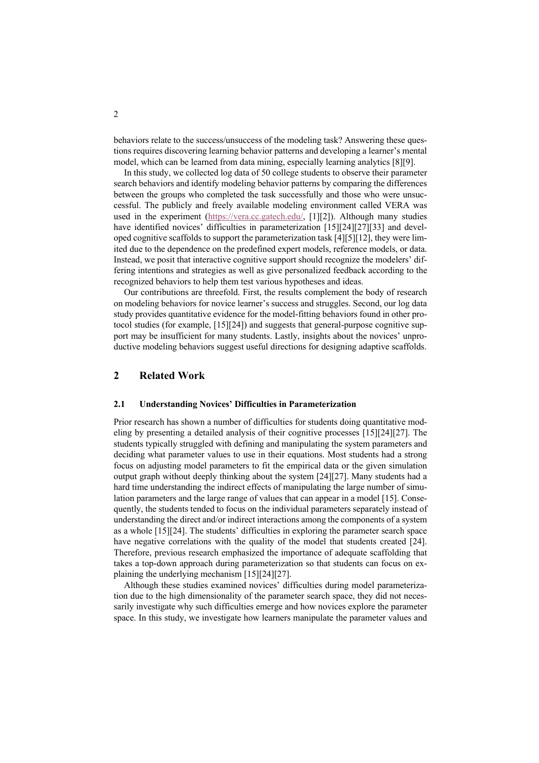behaviors relate to the success/unsuccess of the modeling task? Answering these questions requires discovering learning behavior patterns and developing a learner's mental model, which can be learned from data mining, especially learning analytics [8][9].

In this study, we collected log data of 50 college students to observe their parameter search behaviors and identify modeling behavior patterns by comparing the differences between the groups who completed the task successfully and those who were unsuccessful. The publicly and freely available modeling environment called VERA was used in the experiment (https://vera.cc.gatech.edu/, [1][2]). Although many studies have identified novices' difficulties in parameterization [15][24][27][33] and developed cognitive scaffolds to support the parameterization task [4][5][12], they were limited due to the dependence on the predefined expert models, reference models, or data. Instead, we posit that interactive cognitive support should recognize the modelers' differing intentions and strategies as well as give personalized feedback according to the recognized behaviors to help them test various hypotheses and ideas.

Our contributions are threefold. First, the results complement the body of research on modeling behaviors for novice learner's success and struggles. Second, our log data study provides quantitative evidence for the model-fitting behaviors found in other protocol studies (for example, [15][24]) and suggests that general-purpose cognitive support may be insufficient for many students. Lastly, insights about the novices' unproductive modeling behaviors suggest useful directions for designing adaptive scaffolds.

## 2 Related Work

### 2.1 Understanding Novices' Difficulties in Parameterization

Prior research has shown a number of difficulties for students doing quantitative modeling by presenting a detailed analysis of their cognitive processes [15][24][27]. The students typically struggled with defining and manipulating the system parameters and deciding what parameter values to use in their equations. Most students had a strong focus on adjusting model parameters to fit the empirical data or the given simulation output graph without deeply thinking about the system [24][27]. Many students had a hard time understanding the indirect effects of manipulating the large number of simulation parameters and the large range of values that can appear in a model [15]. Consequently, the students tended to focus on the individual parameters separately instead of understanding the direct and/or indirect interactions among the components of a system as a whole [15][24]. The students' difficulties in exploring the parameter search space have negative correlations with the quality of the model that students created [24]. Therefore, previous research emphasized the importance of adequate scaffolding that takes a top-down approach during parameterization so that students can focus on explaining the underlying mechanism [15][24][27].

Although these studies examined novices' difficulties during model parameterization due to the high dimensionality of the parameter search space, they did not necessarily investigate why such difficulties emerge and how novices explore the parameter space. In this study, we investigate how learners manipulate the parameter values and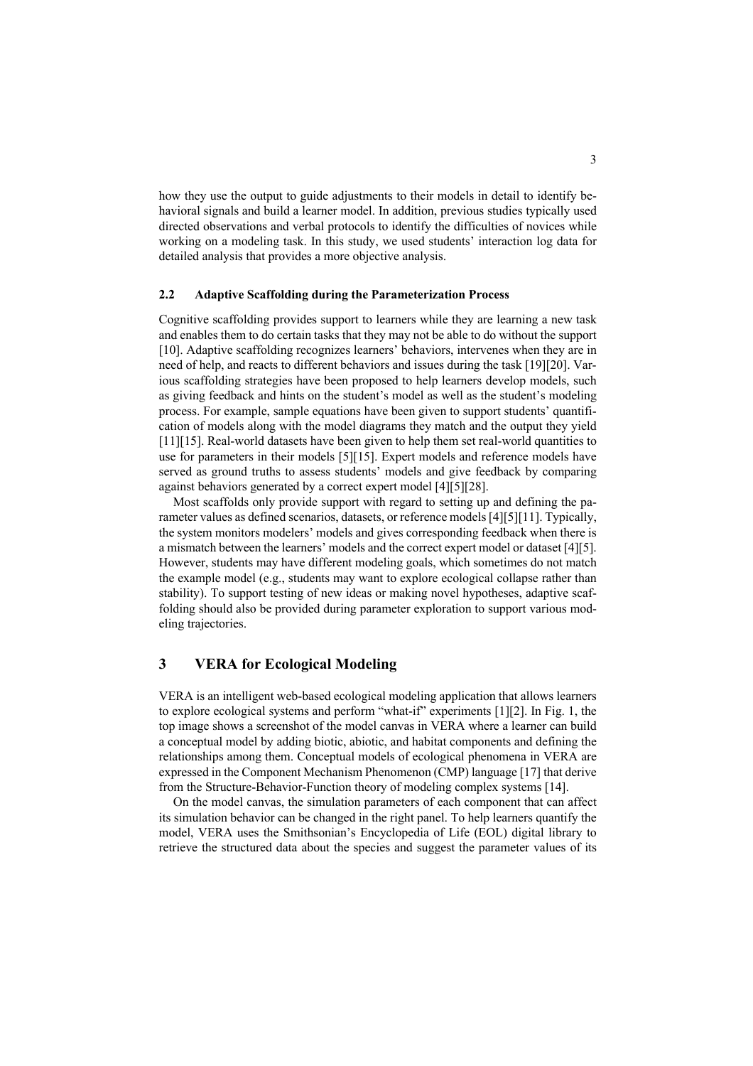how they use the output to guide adjustments to their models in detail to identify behavioral signals and build a learner model. In addition, previous studies typically used directed observations and verbal protocols to identify the difficulties of novices while working on a modeling task. In this study, we used students' interaction log data for detailed analysis that provides a more objective analysis.

### 2.2 Adaptive Scaffolding during the Parameterization Process

Cognitive scaffolding provides support to learners while they are learning a new task and enables them to do certain tasks that they may not be able to do without the support [10]. Adaptive scaffolding recognizes learners' behaviors, intervenes when they are in need of help, and reacts to different behaviors and issues during the task [19][20]. Various scaffolding strategies have been proposed to help learners develop models, such as giving feedback and hints on the student's model as well as the student's modeling process. For example, sample equations have been given to support students' quantification of models along with the model diagrams they match and the output they yield [11][15]. Real-world datasets have been given to help them set real-world quantities to use for parameters in their models [5][15]. Expert models and reference models have served as ground truths to assess students' models and give feedback by comparing against behaviors generated by a correct expert model [4][5][28].

Most scaffolds only provide support with regard to setting up and defining the parameter values as defined scenarios, datasets, or reference models [4][5][11]. Typically, the system monitors modelers' models and gives corresponding feedback when there is a mismatch between the learners' models and the correct expert model or dataset [4][5]. However, students may have different modeling goals, which sometimes do not match the example model (e.g., students may want to explore ecological collapse rather than stability). To support testing of new ideas or making novel hypotheses, adaptive scaffolding should also be provided during parameter exploration to support various modeling trajectories.

## 3 VERA for Ecological Modeling

VERA is an intelligent web-based ecological modeling application that allows learners to explore ecological systems and perform "what-if" experiments [1][2]. In Fig. 1, the top image shows a screenshot of the model canvas in VERA where a learner can build a conceptual model by adding biotic, abiotic, and habitat components and defining the relationships among them. Conceptual models of ecological phenomena in VERA are expressed in the Component Mechanism Phenomenon (CMP) language [17] that derive from the Structure-Behavior-Function theory of modeling complex systems [14].

On the model canvas, the simulation parameters of each component that can affect its simulation behavior can be changed in the right panel. To help learners quantify the model, VERA uses the Smithsonian's Encyclopedia of Life (EOL) digital library to retrieve the structured data about the species and suggest the parameter values of its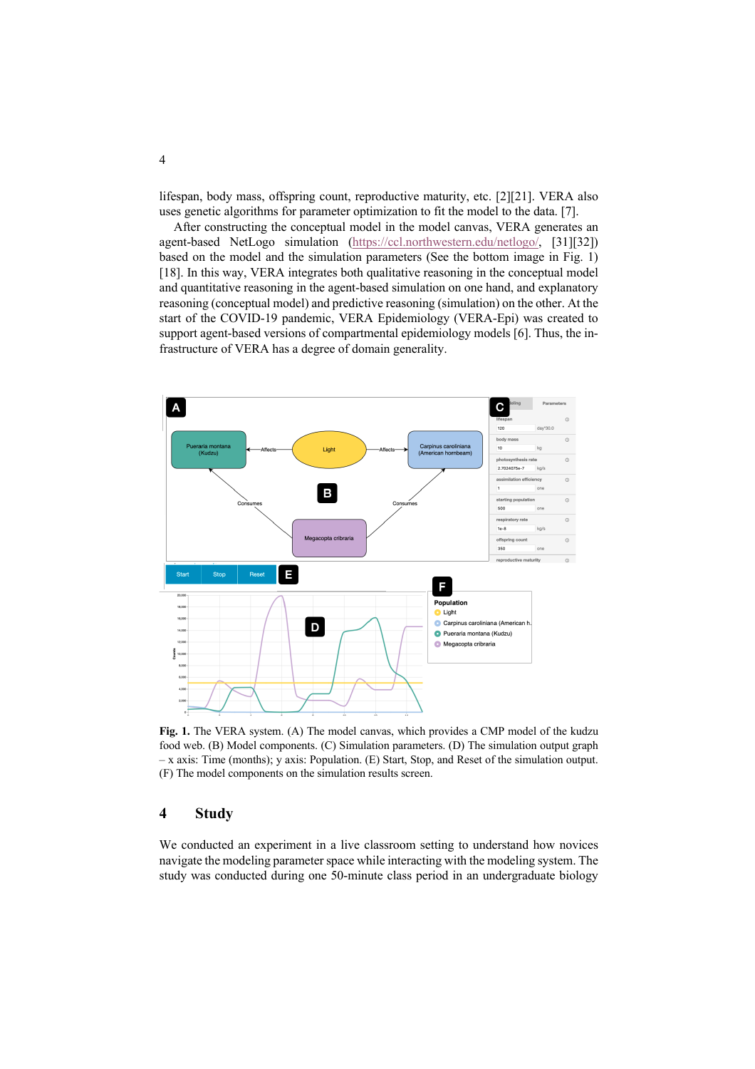lifespan, body mass, offspring count, reproductive maturity, etc. [2][21]. VERA also uses genetic algorithms for parameter optimization to fit the model to the data. [7].

After constructing the conceptual model in the model canvas, VERA generates an agent-based NetLogo simulation (https://ccl.northwestern.edu/netlogo/, [31][32]) based on the model and the simulation parameters (See the bottom image in Fig. 1) [18]. In this way, VERA integrates both qualitative reasoning in the conceptual model and quantitative reasoning in the agent-based simulation on one hand, and explanatory reasoning (conceptual model) and predictive reasoning (simulation) on the other. At the start of the COVID-19 pandemic, VERA Epidemiology (VERA-Epi) was created to support agent-based versions of compartmental epidemiology models [6]. Thus, the infrastructure of VERA has a degree of domain generality.

**Fig. 1.** The VERA system. (A) The model canvas, which provides a CMP model of the kudzu food web. (B) Model components. (C) Simulation parameters. (D) The simulation output graph – x axis: Time (months); y axis: Population. (E) Start, Stop, and Reset of the simulation output. (F) The model components on the simulation results screen.

## 4 Study

We conducted an experiment in a live classroom setting to understand how novices navigate the modeling parameter space while interacting with the modeling system. The study was conducted during one 50-minute class period in an undergraduate biology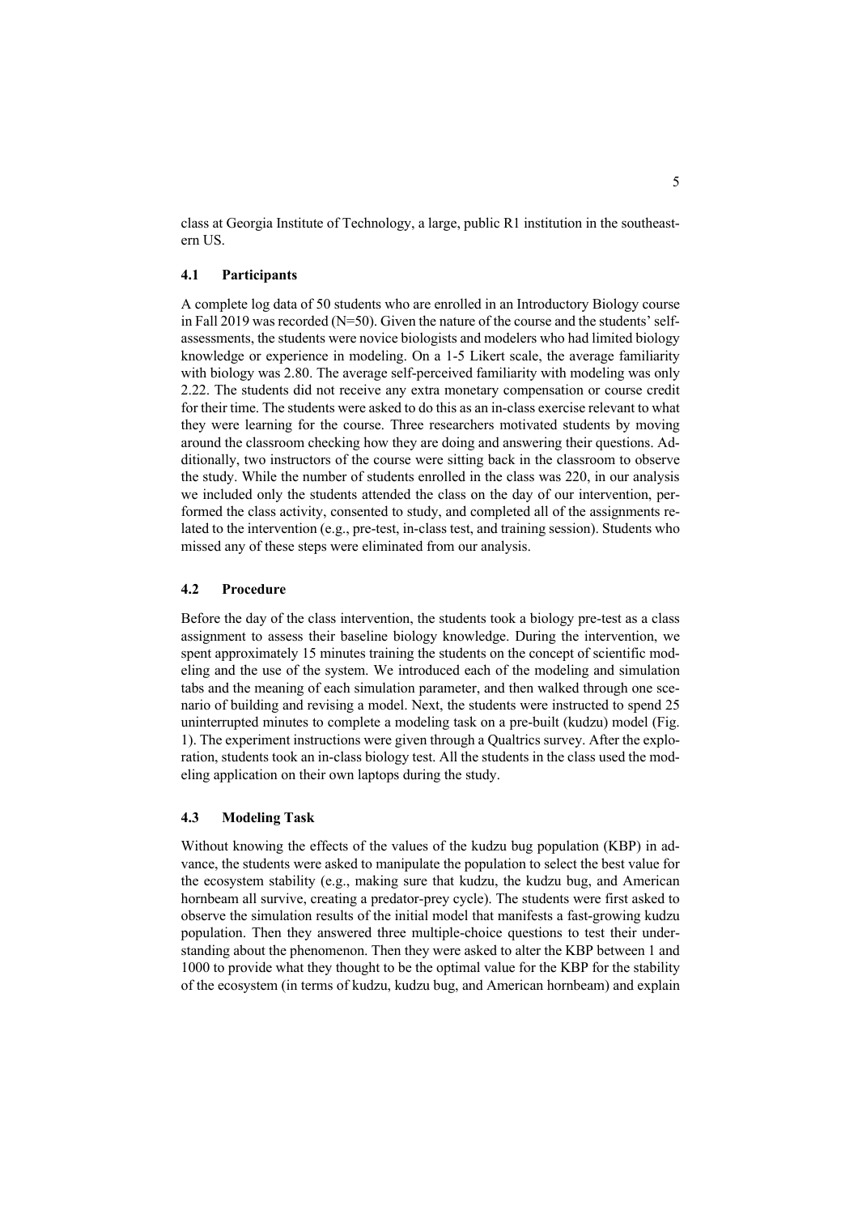class at Georgia Institute of Technology, a large, public R1 institution in the southeastern US.

### 4.1 Participants

A complete log data of 50 students who are enrolled in an Introductory Biology course in Fall 2019 was recorded (N=50). Given the nature of the course and the students' self-assessments, the students were novice biologists and modelers who had limited biology knowledge or experience in modeling. On a 1-5 Likert scale, the average familiarity with biology was 2.80. The average self-perceived familiarity with modeling was only 2.22. The students did not receive any extra monetary compensation or course credit for their time. The students were asked to do this as an in-class exercise relevant to what they were learning for the course. Three researchers motivated students by moving around the classroom checking how they are doing and answering their questions. Additionally, two instructors of the course were sitting back in the classroom to observe the study. While the number of students enrolled in the class was 220, in our analysis we included only the students attended the class on the day of our intervention, performed the class activity, consented to study, and completed all of the assignments related to the intervention (e.g., pre-test, in-class test, and training session). Students who missed any of these steps were eliminated from our analysis.

### 4.2 Procedure

Before the day of the class intervention, the students took a biology pre-test as a class assignment to assess their baseline biology knowledge. During the intervention, we spent approximately 15 minutes training the students on the concept of scientific modeling and the use of the system. We introduced each of the modeling and simulation tabs and the meaning of each simulation parameter, and then walked through one scenario of building and revising a model. Next, the students were instructed to spend 25 uninterrupted minutes to complete a modeling task on a pre-built (kudzu) model (Fig. 1). The experiment instructions were given through a Qualtrics survey. After the exploration, students took an in-class biology test. All the students in the class used the modeling application on their own laptops during the study.

### 4.3 Modeling Task

Without knowing the effects of the values of the kudzu bug population (KBP) in advance, the students were asked to manipulate the population to select the best value for the ecosystem stability (e.g., making sure that kudzu, the kudzu bug, and American hornbeam all survive, creating a predator-prey cycle). The students were first asked to observe the simulation results of the initial model that manifests a fast-growing kudzu population. Then they answered three multiple-choice questions to test their understanding about the phenomenon. Then they were asked to alter the KBP between 1 and 1000 to provide what they thought to be the optimal value for the KBP for the stability of the ecosystem (in terms of kudzu, kudzu bug, and American hornbeam) and explain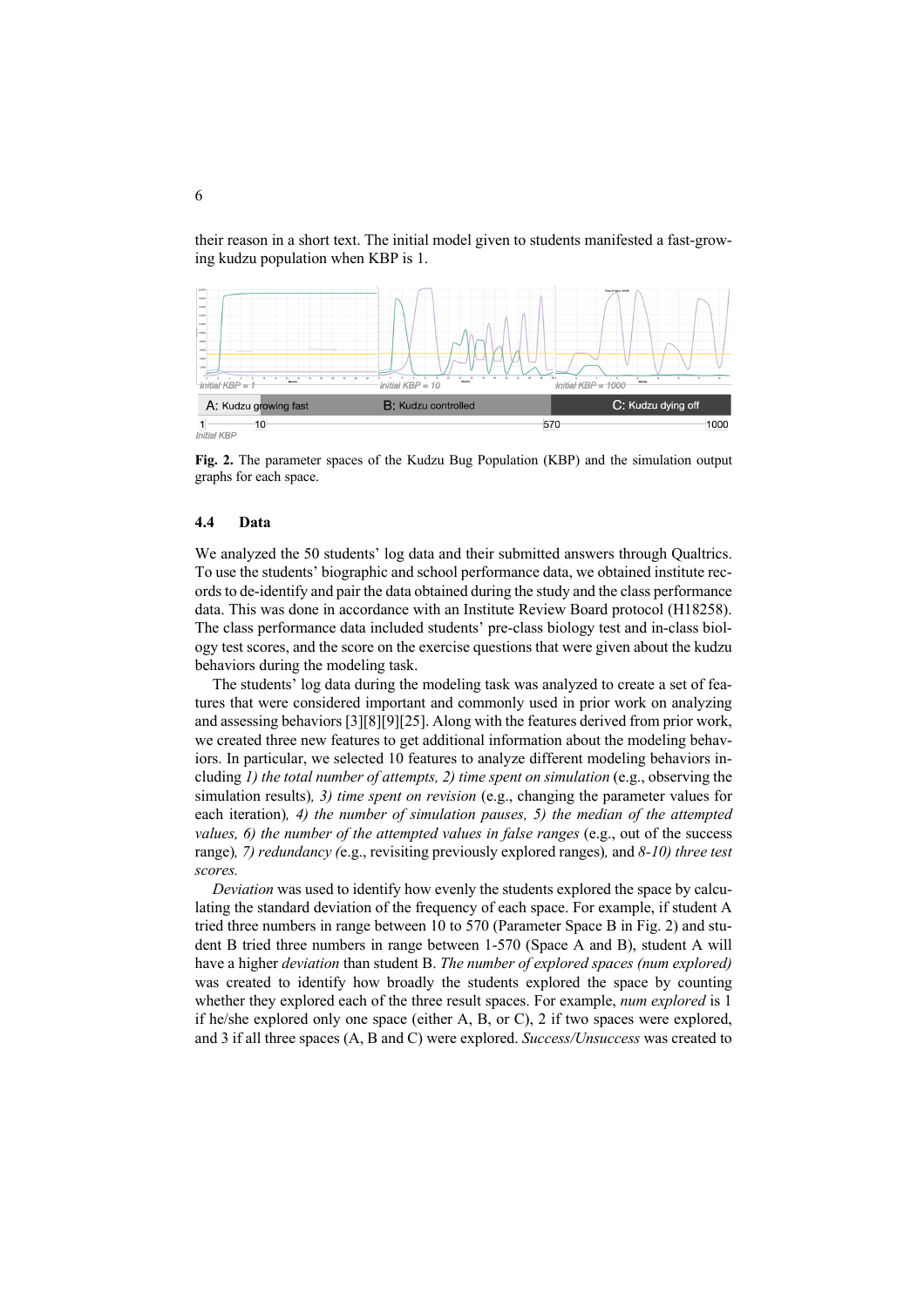their reason in a short text. The initial model given to students manifested a fast-growing kudzu population when KBP is 1.

**Fig. 2.** The parameter spaces of the Kudzu Bug Population (KBP) and the simulation output graphs for each space.

### 4.4 Data

We analyzed the 50 students' log data and their submitted answers through Qualtrics. To use the students' biographic and school performance data, we obtained institute records to de-identify and pair the data obtained during the study and the class performance data. This was done in accordance with an Institute Review Board protocol (H18258). The class performance data included students' pre-class biology test and in-class biology test scores, and the score on the exercise questions that were given about the kudzu behaviors during the modeling task.

The students' log data during the modeling task was analyzed to create a set of features that were considered important and commonly used in prior work on analyzing and assessing behaviors [3][8][9][25]. Along with the features derived from prior work, we created three new features to get additional information about the modeling behaviors. In particular, we selected 10 features to analyze different modeling behaviors including *1) the total number of attempts, 2) time spent on simulation* (e.g., observing the simulation results)*, 3) time spent on revision* (e.g., changing the parameter values for each iteration)*, 4) the number of simulation pauses, 5) the median of the attempted values, 6) the number of the attempted values in false ranges* (e.g., out of the success range)*, 7) redundancy (*e.g., revisiting previously explored ranges)*,* and *8-10) three test scores.*

*Deviation* was used to identify how evenly the students explored the space by calculating the standard deviation of the frequency of each space. For example, if student A tried three numbers in range between 10 to 570 (Parameter Space B in Fig. 2) and student B tried three numbers in range between 1-570 (Space A and B), student A will have a higher *deviation* than student B. *The number of explored spaces (num explored)* was created to identify how broadly the students explored the space by counting whether they explored each of the three result spaces. For example, *num explored* is 1 if he/she explored only one space (either A, B, or C), 2 if two spaces were explored, and 3 if all three spaces (A, B and C) were explored. *Success/Unsuccess* was created to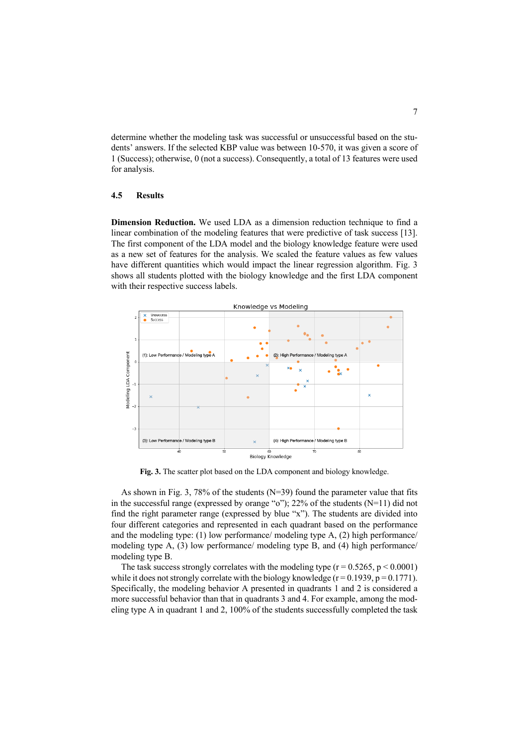determine whether the modeling task was successful or unsuccessful based on the students' answers. If the selected KBP value was between 10-570, it was given a score of 1 (Success); otherwise, 0 (not a success). Consequently, a total of 13 features were used for analysis.

### 4.5 Results

**Dimension Reduction.** We used LDA as a dimension reduction technique to find a linear combination of the modeling features that were predictive of task success [13]. The first component of the LDA model and the biology knowledge feature were used as a new set of features for the analysis. We scaled the feature values as few values have different quantities which would impact the linear regression algorithm. Fig. 3 shows all students plotted with the biology knowledge and the first LDA component with their respective success labels.

**Fig. 3.** The scatter plot based on the LDA component and biology knowledge.

As shown in Fig. 3, 78% of the students (N=39) found the parameter value that fits in the successful range (expressed by orange "o"); 22% of the students (N=11) did not find the right parameter range (expressed by blue "x"). The students are divided into four different categories and represented in each quadrant based on the performance and the modeling type: (1) low performance/ modeling type A, (2) high performance/ modeling type A, (3) low performance/ modeling type B, and (4) high performance/ modeling type B.

The task success strongly correlates with the modeling type ($r = 0.5265$, $p < 0.0001$) while it does not strongly correlate with the biology knowledge ($r = 0.1939$, $p = 0.1771$). Specifically, the modeling behavior A presented in quadrants 1 and 2 is considered a more successful behavior than that in quadrants 3 and 4. For example, among the modeling type A in quadrant 1 and 2, 100% of the students successfully completed the task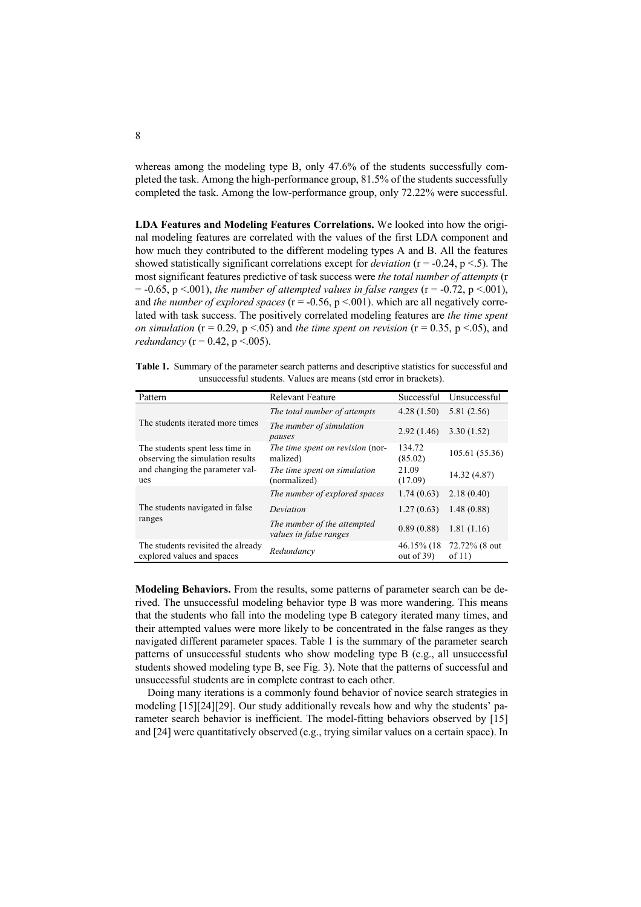whereas among the modeling type B, only 47.6% of the students successfully completed the task. Among the high-performance group, 81.5% of the students successfully completed the task. Among the low-performance group, only 72.22% were successful.

**LDA Features and Modeling Features Correlations.** We looked into how the original modeling features are correlated with the values of the first LDA component and how much they contributed to the different modeling types A and B. All the features showed statistically significant correlations except for *deviation* ($r = -0.24$, $p < .5$). The most significant features predictive of task success were *the total number of attempts* ($r = -0.65$, $p < .001$), *the number of attempted values in false ranges* ($r = -0.72$, $p < .001$), and *the number of explored spaces* ($r = -0.56$, $p < .001$). which are all negatively correlated with task success. The positively correlated modeling features are *the time spent on simulation* ($r = 0.29$, $p < .05$) and *the time spent on revision* ($r = 0.35$, $p < .05$), and *redundancy* ($r = 0.42$, $p < .005$).

**Table 1.** Summary of the parameter search patterns and descriptive statistics for successful and unsuccessful students. Values are means (std error in brackets).

| Pattern | Relevant Feature | Successful | Unsuccessful |
|---|---|---|---|
| The students iterated more times | *The total number of attempts* | 4.28 (1.50) | 5.81 (2.56) |
| | *The number of simulation pauses* | 2.92 (1.46) | 3.30 (1.52) |
| The students spent less time in observing the simulation results and changing the parameter values | *The time spent on revision* (normalized) | 134.72 (85.02) | 105.61 (55.36) |
| | *The time spent on simulation* (normalized) | 21.09 (17.09) | 14.32 (4.87) |
| The students navigated in false ranges | *The number of explored spaces* | 1.74 (0.63) | 2.18 (0.40) |
| | *Deviation* | 1.27 (0.63) | 1.48 (0.88) |
| | *The number of the attempted values in false ranges* | 0.89 (0.88) | 1.81 (1.16) |
| The students revisited the already explored values and spaces | *Redundancy* | 46.15% (18 out of 39) | 72.72% (8 out of 11) |

**Modeling Behaviors.** From the results, some patterns of parameter search can be derived. The unsuccessful modeling behavior type B was more wandering. This means that the students who fall into the modeling type B category iterated many times, and their attempted values were more likely to be concentrated in the false ranges as they navigated different parameter spaces. Table 1 is the summary of the parameter search patterns of unsuccessful students who show modeling type B (e.g., all unsuccessful students showed modeling type B, see Fig. 3). Note that the patterns of successful and unsuccessful students are in complete contrast to each other.

Doing many iterations is a commonly found behavior of novice search strategies in modeling [15][24][29]. Our study additionally reveals how and why the students' parameter search behavior is inefficient. The model-fitting behaviors observed by [15] and [24] were quantitatively observed (e.g., trying similar values on a certain space). In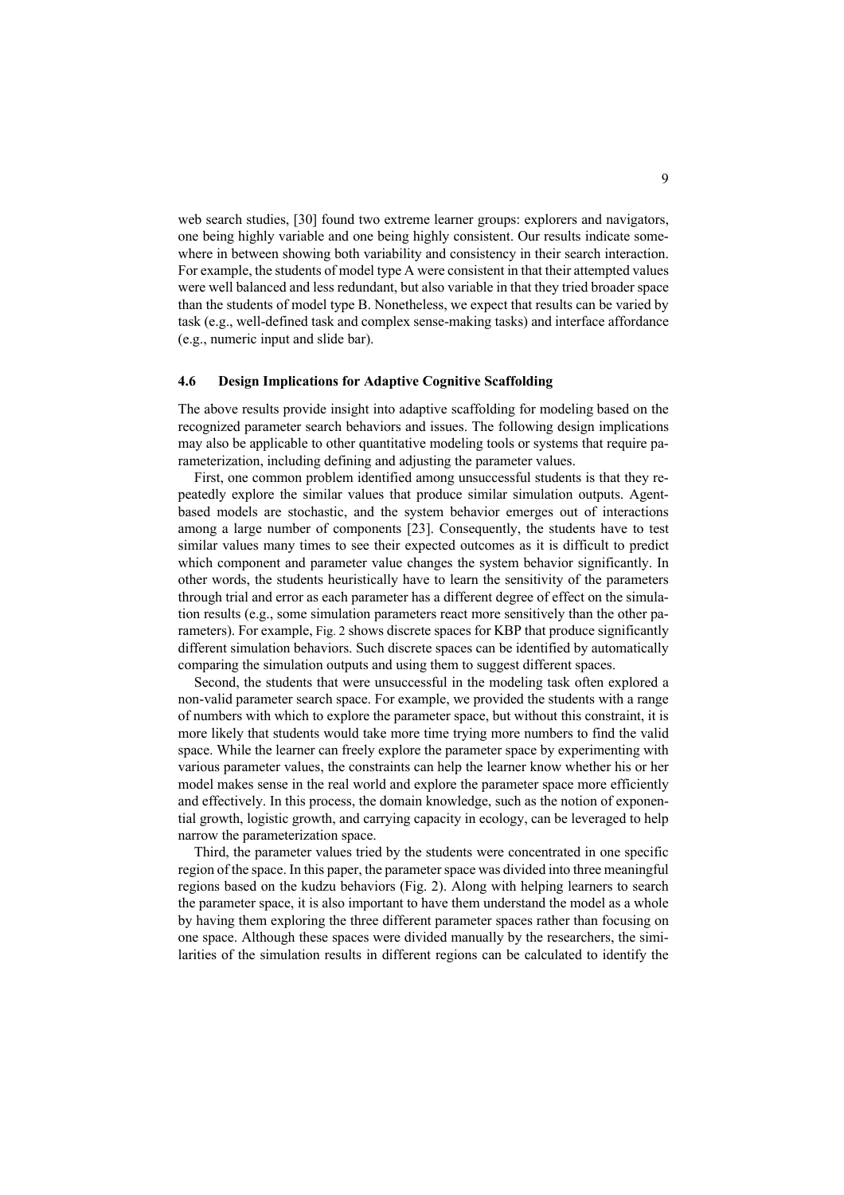web search studies, [30] found two extreme learner groups: explorers and navigators, one being highly variable and one being highly consistent. Our results indicate somewhere in between showing both variability and consistency in their search interaction. For example, the students of model type A were consistent in that their attempted values were well balanced and less redundant, but also variable in that they tried broader space than the students of model type B. Nonetheless, we expect that results can be varied by task (e.g., well-defined task and complex sense-making tasks) and interface affordance (e.g., numeric input and slide bar).

### 4.6 Design Implications for Adaptive Cognitive Scaffolding

The above results provide insight into adaptive scaffolding for modeling based on the recognized parameter search behaviors and issues. The following design implications may also be applicable to other quantitative modeling tools or systems that require parameterization, including defining and adjusting the parameter values.

First, one common problem identified among unsuccessful students is that they repeatedly explore the similar values that produce similar simulation outputs. Agent-based models are stochastic, and the system behavior emerges out of interactions among a large number of components [23]. Consequently, the students have to test similar values many times to see their expected outcomes as it is difficult to predict which component and parameter value changes the system behavior significantly. In other words, the students heuristically have to learn the sensitivity of the parameters through trial and error as each parameter has a different degree of effect on the simulation results (e.g., some simulation parameters react more sensitively than the other parameters). For example, Fig. 2 shows discrete spaces for KBP that produce significantly different simulation behaviors. Such discrete spaces can be identified by automatically comparing the simulation outputs and using them to suggest different spaces.

Second, the students that were unsuccessful in the modeling task often explored a non-valid parameter search space. For example, we provided the students with a range of numbers with which to explore the parameter space, but without this constraint, it is more likely that students would take more time trying more numbers to find the valid space. While the learner can freely explore the parameter space by experimenting with various parameter values, the constraints can help the learner know whether his or her model makes sense in the real world and explore the parameter space more efficiently and effectively. In this process, the domain knowledge, such as the notion of exponential growth, logistic growth, and carrying capacity in ecology, can be leveraged to help narrow the parameterization space.

Third, the parameter values tried by the students were concentrated in one specific region of the space. In this paper, the parameter space was divided into three meaningful regions based on the kudzu behaviors (Fig. 2). Along with helping learners to search the parameter space, it is also important to have them understand the model as a whole by having them exploring the three different parameter spaces rather than focusing on one space. Although these spaces were divided manually by the researchers, the similarities of the simulation results in different regions can be calculated to identify the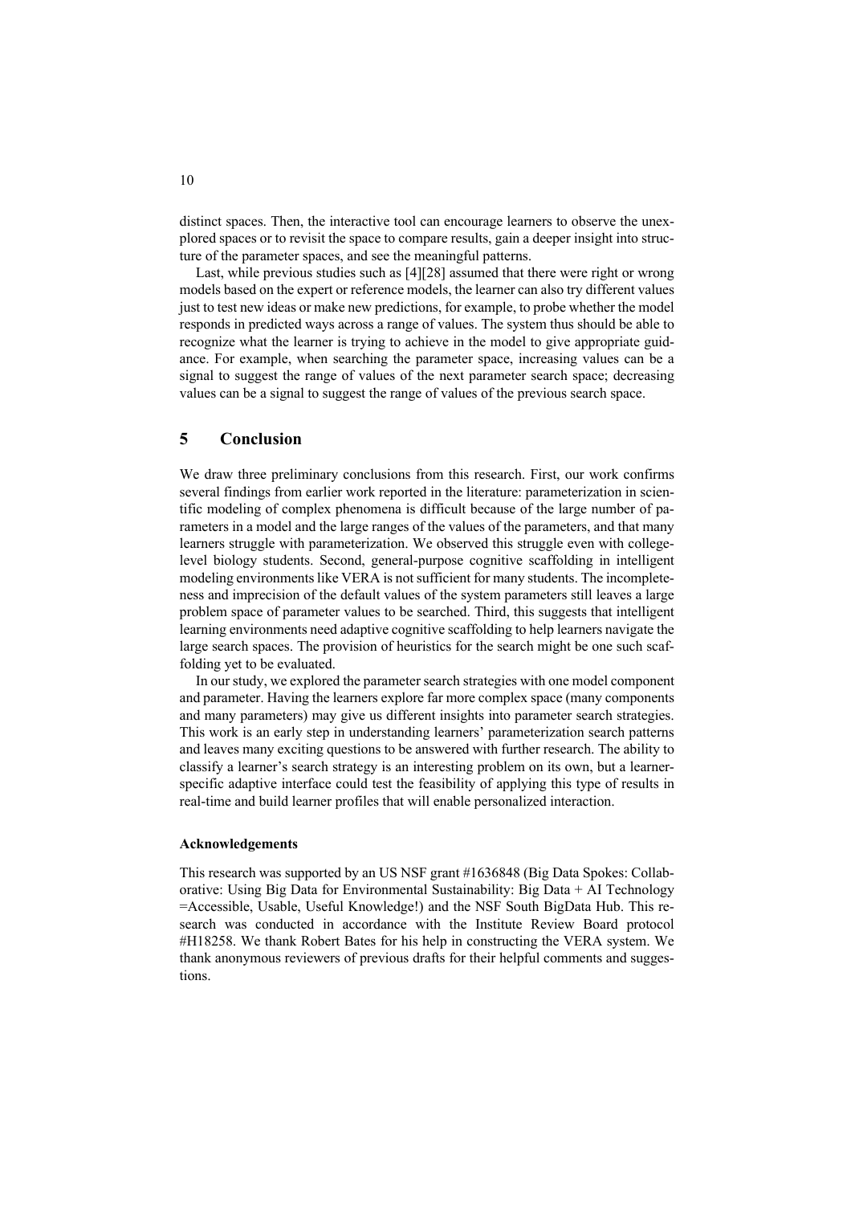distinct spaces. Then, the interactive tool can encourage learners to observe the unexplored spaces or to revisit the space to compare results, gain a deeper insight into structure of the parameter spaces, and see the meaningful patterns.

Last, while previous studies such as [4][28] assumed that there were right or wrong models based on the expert or reference models, the learner can also try different values just to test new ideas or make new predictions, for example, to probe whether the model responds in predicted ways across a range of values. The system thus should be able to recognize what the learner is trying to achieve in the model to give appropriate guidance. For example, when searching the parameter space, increasing values can be a signal to suggest the range of values of the next parameter search space; decreasing values can be a signal to suggest the range of values of the previous search space.

## 5 Conclusion

We draw three preliminary conclusions from this research. First, our work confirms several findings from earlier work reported in the literature: parameterization in scientific modeling of complex phenomena is difficult because of the large number of parameters in a model and the large ranges of the values of the parameters, and that many learners struggle with parameterization. We observed this struggle even with college-level biology students. Second, general-purpose cognitive scaffolding in intelligent modeling environments like VERA is not sufficient for many students. The incompleteness and imprecision of the default values of the system parameters still leaves a large problem space of parameter values to be searched. Third, this suggests that intelligent learning environments need adaptive cognitive scaffolding to help learners navigate the large search spaces. The provision of heuristics for the search might be one such scaffolding yet to be evaluated.

In our study, we explored the parameter search strategies with one model component and parameter. Having the learners explore far more complex space (many components and many parameters) may give us different insights into parameter search strategies. This work is an early step in understanding learners' parameterization search patterns and leaves many exciting questions to be answered with further research. The ability to classify a learner's search strategy is an interesting problem on its own, but a learner-specific adaptive interface could test the feasibility of applying this type of results in real-time and build learner profiles that will enable personalized interaction.

#### Acknowledgements

This research was supported by an US NSF grant #1636848 (Big Data Spokes: Collaborative: Using Big Data for Environmental Sustainability: Big Data + AI Technology =Accessible, Usable, Useful Knowledge!) and the NSF South BigData Hub. This research was conducted in accordance with the Institute Review Board protocol #H18258. We thank Robert Bates for his help in constructing the VERA system. We thank anonymous reviewers of previous drafts for their helpful comments and suggestions.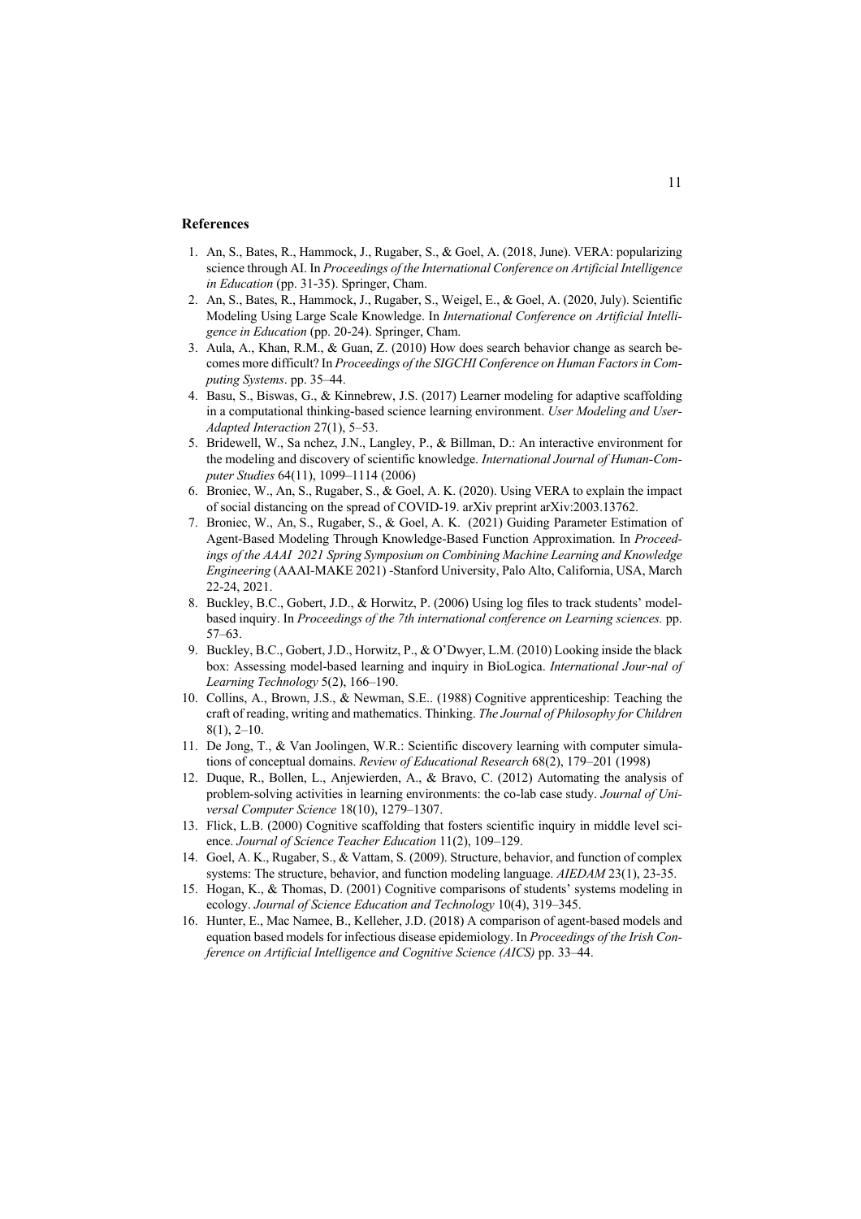## References

1. An, S., Bates, R., Hammock, J., Rugaber, S., & Goel, A. (2018, June). VERA: popularizing science through AI. In *Proceedings of the International Conference on Artificial Intelligence in Education* (pp. 31-35). Springer, Cham.
2. An, S., Bates, R., Hammock, J., Rugaber, S., Weigel, E., & Goel, A. (2020, July). Scientific Modeling Using Large Scale Knowledge. In *International Conference on Artificial Intelligence in Education* (pp. 20-24). Springer, Cham.
3. Aula, A., Khan, R.M., & Guan, Z. (2010) How does search behavior change as search becomes more difficult? In *Proceedings of the SIGCHI Conference on Human Factors in Computing Systems*. pp. 35–44.
4. Basu, S., Biswas, G., & Kinnebrew, J.S. (2017) Learner modeling for adaptive scaffolding in a computational thinking-based science learning environment. *User Modeling and User-Adapted Interaction* 27(1), 5–53.
5. Bridewell, W., Sa nchez, J.N., Langley, P., & Billman, D.: An interactive environment for the modeling and discovery of scientific knowledge. *International Journal of Human-Computer Studies* 64(11), 1099–1114 (2006)
6. Broniec, W., An, S., Rugaber, S., & Goel, A. K. (2020). Using VERA to explain the impact of social distancing on the spread of COVID-19. arXiv preprint arXiv:2003.13762.
7. Broniec, W., An, S., Rugaber, S., & Goel, A. K. (2021) Guiding Parameter Estimation of Agent-Based Modeling Through Knowledge-Based Function Approximation. In *Proceedings of the AAAI 2021 Spring Symposium on Combining Machine Learning and Knowledge Engineering* (AAAI-MAKE 2021) -Stanford University, Palo Alto, California, USA, March 22-24, 2021.
8. Buckley, B.C., Gobert, J.D., & Horwitz, P. (2006) Using log files to track students' model-based inquiry. In *Proceedings of the 7th international conference on Learning sciences.* pp. 57–63.
9. Buckley, B.C., Gobert, J.D., Horwitz, P., & O'Dwyer, L.M. (2010) Looking inside the black box: Assessing model-based learning and inquiry in BioLogica. *International Jour-nal of Learning Technology* 5(2), 166–190.
10. Collins, A., Brown, J.S., & Newman, S.E.. (1988) Cognitive apprenticeship: Teaching the craft of reading, writing and mathematics. Thinking. *The Journal of Philosophy for Children* 8(1), 2–10.
11. De Jong, T., & Van Joolingen, W.R.: Scientific discovery learning with computer simulations of conceptual domains. *Review of Educational Research* 68(2), 179–201 (1998)
12. Duque, R., Bollen, L., Anjewierden, A., & Bravo, C. (2012) Automating the analysis of problem-solving activities in learning environments: the co-lab case study. *Journal of Universal Computer Science* 18(10), 1279–1307.
13. Flick, L.B. (2000) Cognitive scaffolding that fosters scientific inquiry in middle level science. *Journal of Science Teacher Education* 11(2), 109–129.
14. Goel, A. K., Rugaber, S., & Vattam, S. (2009). Structure, behavior, and function of complex systems: The structure, behavior, and function modeling language. *AIEDAM* 23(1), 23-35.
15. Hogan, K., & Thomas, D. (2001) Cognitive comparisons of students' systems modeling in ecology. *Journal of Science Education and Technology* 10(4), 319–345.
16. Hunter, E., Mac Namee, B., Kelleher, J.D. (2018) A comparison of agent-based models and equation based models for infectious disease epidemiology. In *Proceedings of the Irish Conference on Artificial Intelligence and Cognitive Science (AICS)* pp. 33–44.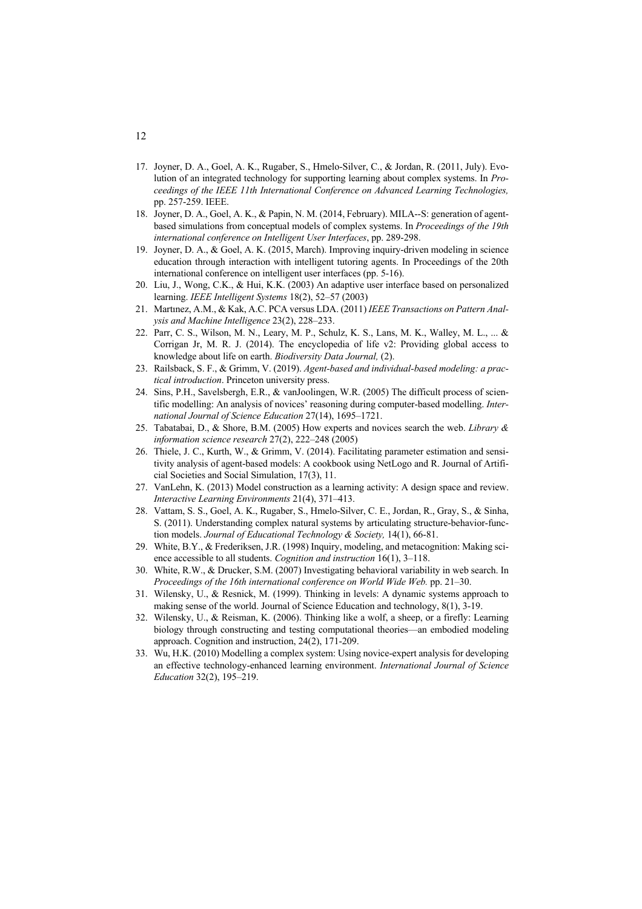17. Joyner, D. A., Goel, A. K., Rugaber, S., Hmelo-Silver, C., & Jordan, R. (2011, July). Evolution of an integrated technology for supporting learning about complex systems. In *Proceedings of the IEEE 11th International Conference on Advanced Learning Technologies,* pp. 257-259. IEEE.
18. Joyner, D. A., Goel, A. K., & Papin, N. M. (2014, February). MILA--S: generation of agent-based simulations from conceptual models of complex systems. In *Proceedings of the 19th international conference on Intelligent User Interfaces*, pp. 289-298.
19. Joyner, D. A., & Goel, A. K. (2015, March). Improving inquiry-driven modeling in science education through interaction with intelligent tutoring agents. In Proceedings of the 20th international conference on intelligent user interfaces (pp. 5-16).
20. Liu, J., Wong, C.K., & Hui, K.K. (2003) An adaptive user interface based on personalized learning. *IEEE Intelligent Systems* 18(2), 52–57 (2003)
21. Martınez, A.M., & Kak, A.C. PCA versus LDA. (2011) *IEEE Transactions on Pattern Analysis and Machine Intelligence* 23(2), 228–233.
22. Parr, C. S., Wilson, M. N., Leary, M. P., Schulz, K. S., Lans, M. K., Walley, M. L., ... & Corrigan Jr, M. R. J. (2014). The encyclopedia of life v2: Providing global access to knowledge about life on earth. *Biodiversity Data Journal,* (2).
23. Railsback, S. F., & Grimm, V. (2019). *Agent-based and individual-based modeling: a practical introduction*. Princeton university press.
24. Sins, P.H., Savelsbergh, E.R., & vanJoolingen, W.R. (2005) The difficult process of scientific modelling: An analysis of novices' reasoning during computer-based modelling. *International Journal of Science Education* 27(14), 1695–1721.
25. Tabatabai, D., & Shore, B.M. (2005) How experts and novices search the web. *Library & information science research* 27(2), 222–248 (2005)
26. Thiele, J. C., Kurth, W., & Grimm, V. (2014). Facilitating parameter estimation and sensitivity analysis of agent-based models: A cookbook using NetLogo and R. Journal of Artificial Societies and Social Simulation, 17(3), 11.
27. VanLehn, K. (2013) Model construction as a learning activity: A design space and review. *Interactive Learning Environments* 21(4), 371–413.
28. Vattam, S. S., Goel, A. K., Rugaber, S., Hmelo-Silver, C. E., Jordan, R., Gray, S., & Sinha, S. (2011). Understanding complex natural systems by articulating structure-behavior-function models. *Journal of Educational Technology & Society,* 14(1), 66-81.
29. White, B.Y., & Frederiksen, J.R. (1998) Inquiry, modeling, and metacognition: Making science accessible to all students. *Cognition and instruction* 16(1), 3–118.
30. White, R.W., & Drucker, S.M. (2007) Investigating behavioral variability in web search. In *Proceedings of the 16th international conference on World Wide Web.* pp. 21–30.
31. Wilensky, U., & Resnick, M. (1999). Thinking in levels: A dynamic systems approach to making sense of the world. Journal of Science Education and technology, 8(1), 3-19.
32. Wilensky, U., & Reisman, K. (2006). Thinking like a wolf, a sheep, or a firefly: Learning biology through constructing and testing computational theories—an embodied modeling approach. Cognition and instruction, 24(2), 171-209.
33. Wu, H.K. (2010) Modelling a complex system: Using novice-expert analysis for developing an effective technology-enhanced learning environment. *International Journal of Science Education* 32(2), 195–219.